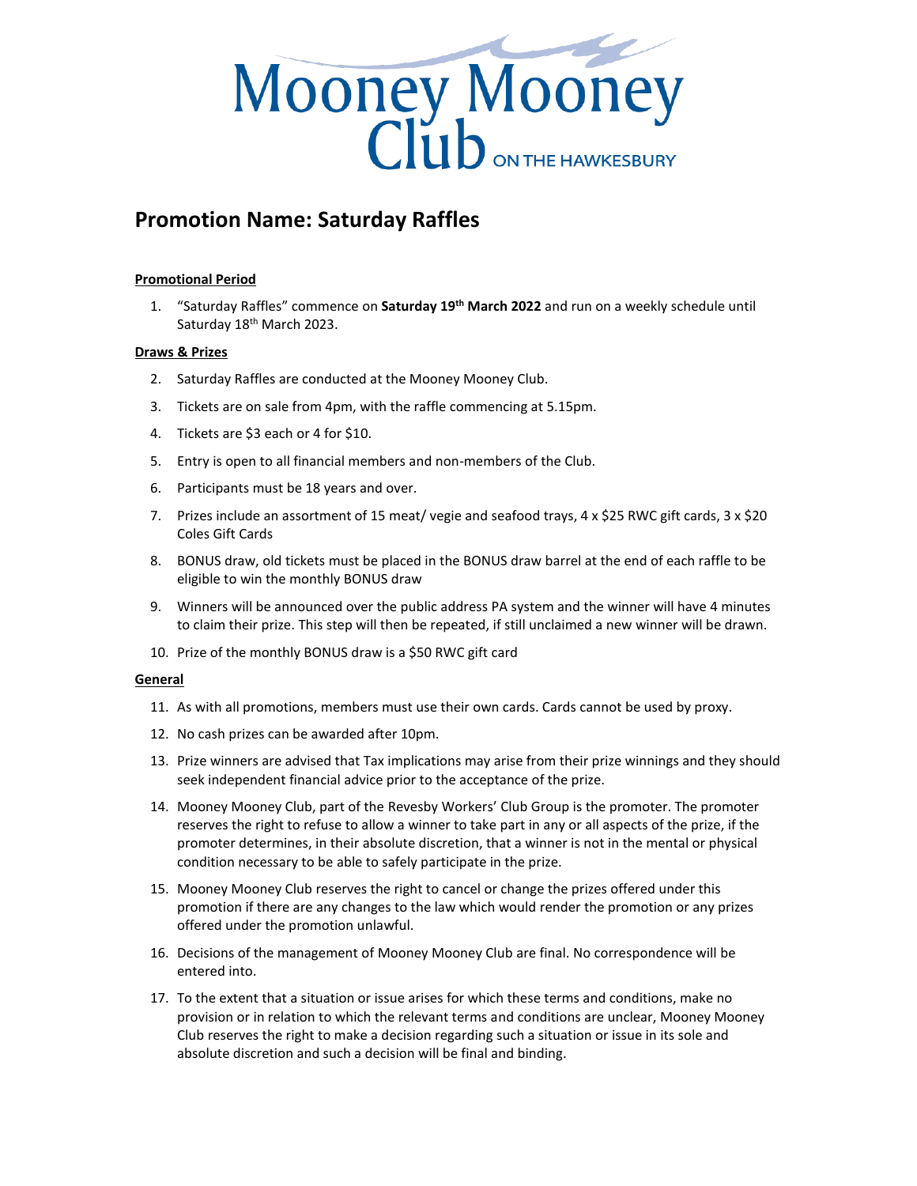# Mooney Mooney Club ON THE HAWKESBURY

## Promotion Name: Saturday Raffles

**Promotional Period**

1. "Saturday Raffles" commence on **Saturday 19th March 2022** and run on a weekly schedule until Saturday 18th March 2023.

**Draws & Prizes**

2. Saturday Raffles are conducted at the Mooney Mooney Club.
3. Tickets are on sale from 4pm, with the raffle commencing at 5.15pm.
4. Tickets are $3 each or 4 for $10.
5. Entry is open to all financial members and non-members of the Club.
6. Participants must be 18 years and over.
7. Prizes include an assortment of 15 meat/ vegie and seafood trays, 4 x $25 RWC gift cards, 3 x $20 Coles Gift Cards
8. BONUS draw, old tickets must be placed in the BONUS draw barrel at the end of each raffle to be eligible to win the monthly BONUS draw
9. Winners will be announced over the public address PA system and the winner will have 4 minutes to claim their prize. This step will then be repeated, if still unclaimed a new winner will be drawn.
10. Prize of the monthly BONUS draw is a $50 RWC gift card

**General**

11. As with all promotions, members must use their own cards. Cards cannot be used by proxy.
12. No cash prizes can be awarded after 10pm.
13. Prize winners are advised that Tax implications may arise from their prize winnings and they should seek independent financial advice prior to the acceptance of the prize.
14. Mooney Mooney Club, part of the Revesby Workers' Club Group is the promoter. The promoter reserves the right to refuse to allow a winner to take part in any or all aspects of the prize, if the promoter determines, in their absolute discretion, that a winner is not in the mental or physical condition necessary to be able to safely participate in the prize.
15. Mooney Mooney Club reserves the right to cancel or change the prizes offered under this promotion if there are any changes to the law which would render the promotion or any prizes offered under the promotion unlawful.
16. Decisions of the management of Mooney Mooney Club are final. No correspondence will be entered into.
17. To the extent that a situation or issue arises for which these terms and conditions, make no provision or in relation to which the relevant terms and conditions are unclear, Mooney Mooney Club reserves the right to make a decision regarding such a situation or issue in its sole and absolute discretion and such a decision will be final and binding.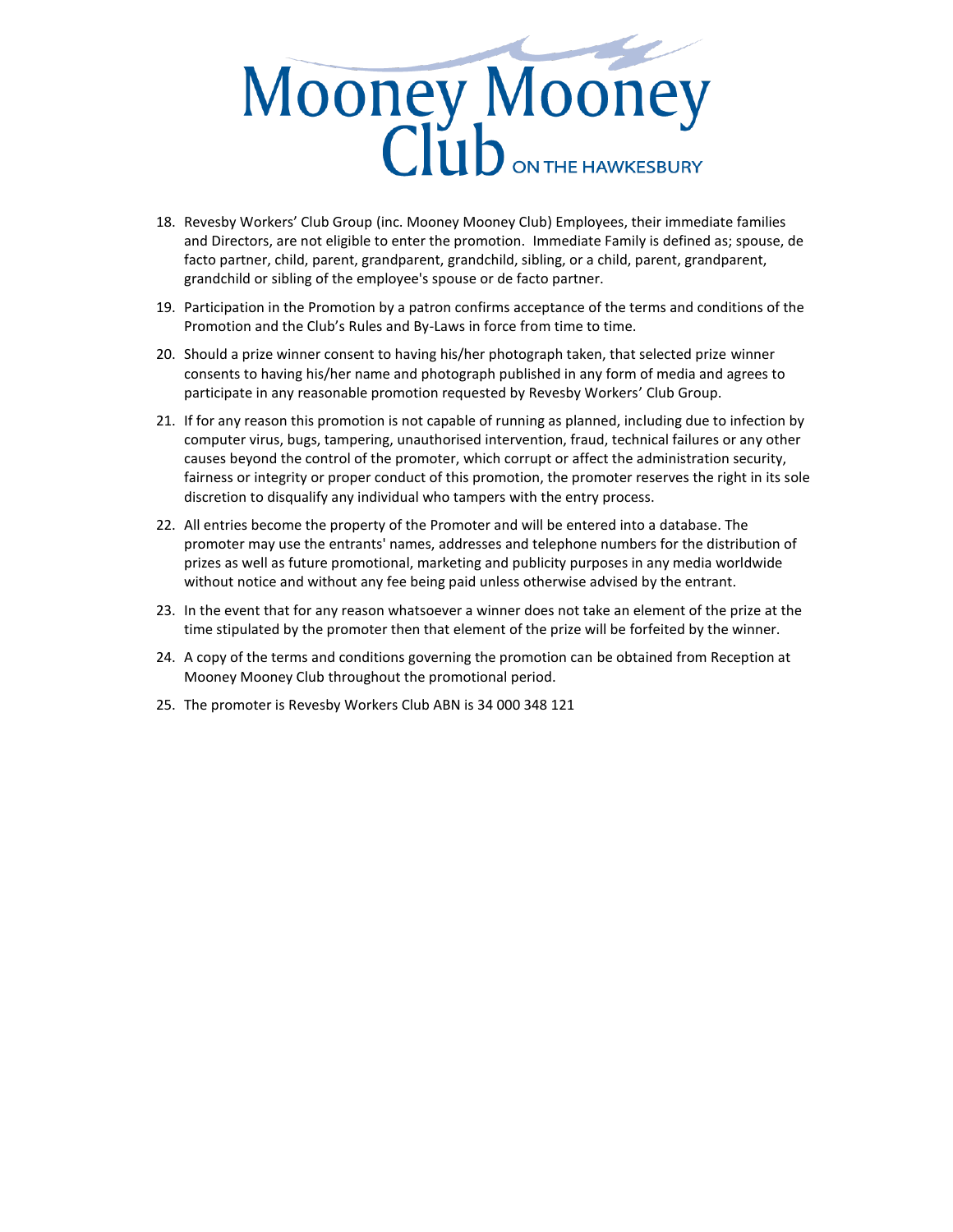Mooney Mooney Club ON THE HAWKESBURY

18. Revesby Workers' Club Group (inc. Mooney Mooney Club) Employees, their immediate families and Directors, are not eligible to enter the promotion. Immediate Family is defined as; spouse, de facto partner, child, parent, grandparent, grandchild, sibling, or a child, parent, grandparent, grandchild or sibling of the employee's spouse or de facto partner.
19. Participation in the Promotion by a patron confirms acceptance of the terms and conditions of the Promotion and the Club's Rules and By-Laws in force from time to time.
20. Should a prize winner consent to having his/her photograph taken, that selected prize winner consents to having his/her name and photograph published in any form of media and agrees to participate in any reasonable promotion requested by Revesby Workers' Club Group.
21. If for any reason this promotion is not capable of running as planned, including due to infection by computer virus, bugs, tampering, unauthorised intervention, fraud, technical failures or any other causes beyond the control of the promoter, which corrupt or affect the administration security, fairness or integrity or proper conduct of this promotion, the promoter reserves the right in its sole discretion to disqualify any individual who tampers with the entry process.
22. All entries become the property of the Promoter and will be entered into a database. The promoter may use the entrants' names, addresses and telephone numbers for the distribution of prizes as well as future promotional, marketing and publicity purposes in any media worldwide without notice and without any fee being paid unless otherwise advised by the entrant.
23. In the event that for any reason whatsoever a winner does not take an element of the prize at the time stipulated by the promoter then that element of the prize will be forfeited by the winner.
24. A copy of the terms and conditions governing the promotion can be obtained from Reception at Mooney Mooney Club throughout the promotional period.
25. The promoter is Revesby Workers Club ABN is 34 000 348 121